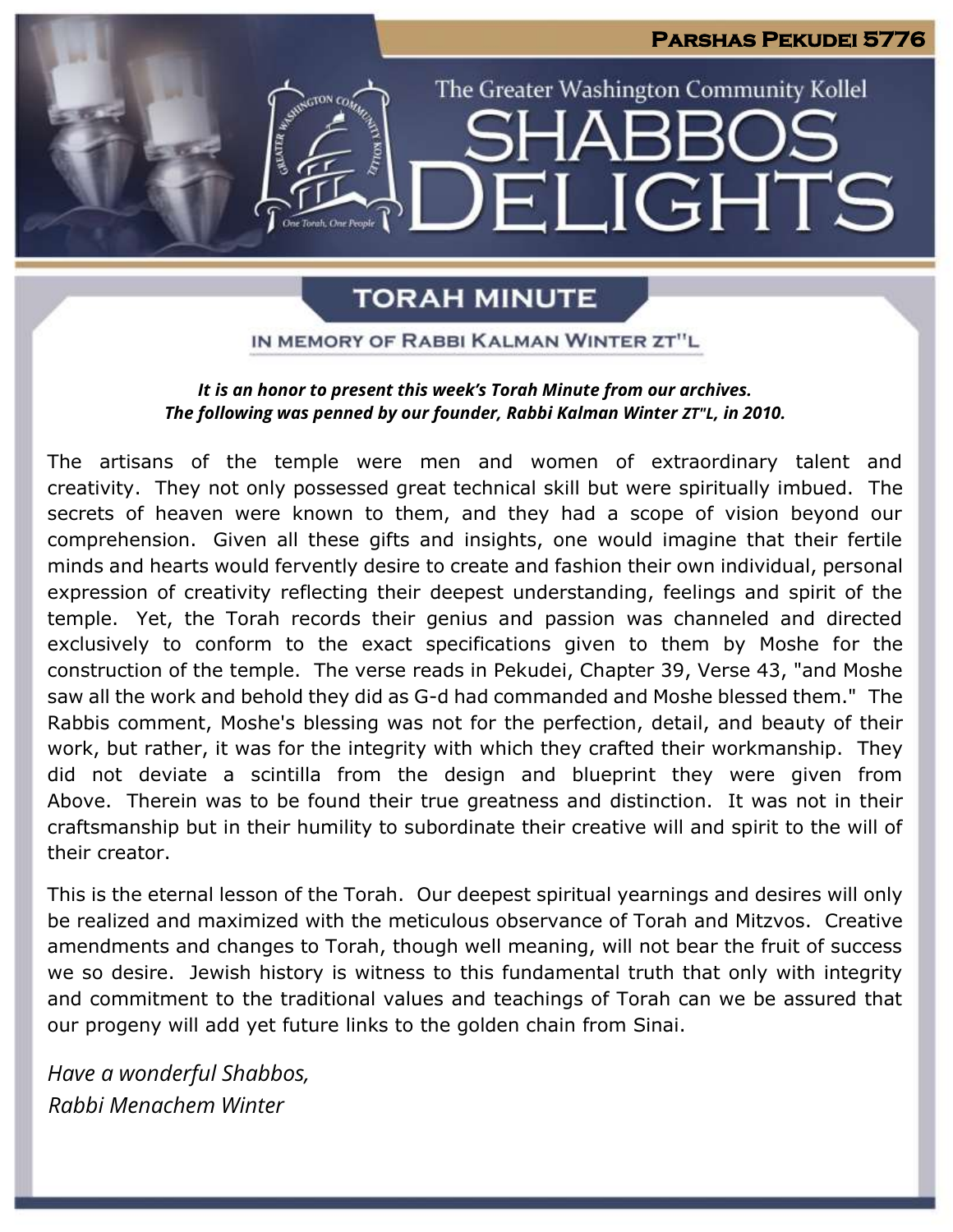# Parshas Pekudei 5776

The Greater Washington Community Kollel

# SHABBOS DELIGHTS

## TORAH MINUTE

### IN MEMORY OF RABBI KALMAN WINTER ZT"L

***It is an honor to present this week's Torah Minute from our archives.***
***The following was penned by our founder, Rabbi Kalman Winter ZT"L, in 2010.***

The artisans of the temple were men and women of extraordinary talent and creativity. They not only possessed great technical skill but were spiritually imbued. The secrets of heaven were known to them, and they had a scope of vision beyond our comprehension. Given all these gifts and insights, one would imagine that their fertile minds and hearts would fervently desire to create and fashion their own individual, personal expression of creativity reflecting their deepest understanding, feelings and spirit of the temple. Yet, the Torah records their genius and passion was channeled and directed exclusively to conform to the exact specifications given to them by Moshe for the construction of the temple. The verse reads in Pekudei, Chapter 39, Verse 43, "and Moshe saw all the work and behold they did as G-d had commanded and Moshe blessed them." The Rabbis comment, Moshe's blessing was not for the perfection, detail, and beauty of their work, but rather, it was for the integrity with which they crafted their workmanship. They did not deviate a scintilla from the design and blueprint they were given from Above. Therein was to be found their true greatness and distinction. It was not in their craftsmanship but in their humility to subordinate their creative will and spirit to the will of their creator.

This is the eternal lesson of the Torah. Our deepest spiritual yearnings and desires will only be realized and maximized with the meticulous observance of Torah and Mitzvos. Creative amendments and changes to Torah, though well meaning, will not bear the fruit of success we so desire. Jewish history is witness to this fundamental truth that only with integrity and commitment to the traditional values and teachings of Torah can we be assured that our progeny will add yet future links to the golden chain from Sinai.

*Have a wonderful Shabbos,*
*Rabbi Menachem Winter*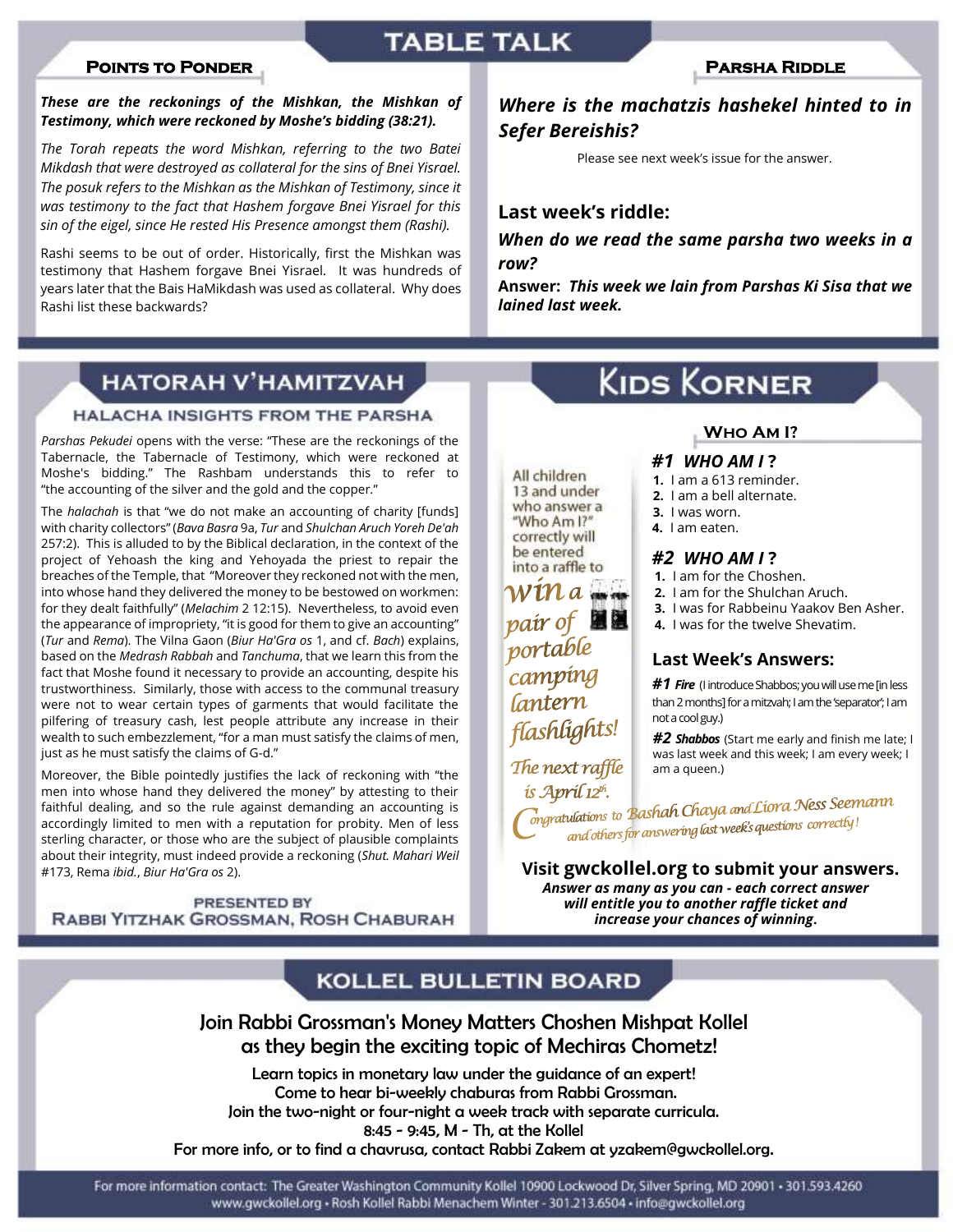# TABLE TALK

## Points to Ponder

***These are the reckonings of the Mishkan, the Mishkan of Testimony, which were reckoned by Moshe's bidding (38:21).***

*The Torah repeats the word Mishkan, referring to the two Batei Mikdash that were destroyed as collateral for the sins of Bnei Yisrael. The posuk refers to the Mishkan as the Mishkan of Testimony, since it was testimony to the fact that Hashem forgave Bnei Yisrael for this sin of the eigel, since He rested His Presence amongst them (Rashi).*

Rashi seems to be out of order. Historically, first the Mishkan was testimony that Hashem forgave Bnei Yisrael. It was hundreds of years later that the Bais HaMikdash was used as collateral. Why does Rashi list these backwards?

## Parsha Riddle

***Where is the machatzis hashekel hinted to in Sefer Bereishis?***

Please see next week's issue for the answer.

**Last week's riddle:**

***When do we read the same parsha two weeks in a row?***

**Answer:** ***This week we lain from Parshas Ki Sisa that we lained last week.***

# HATORAH V'HAMITZVAH

## HALACHA INSIGHTS FROM THE PARSHA

*Parshas Pekudei* opens with the verse: "These are the reckonings of the Tabernacle, the Tabernacle of Testimony, which were reckoned at Moshe's bidding." The Rashbam understands this to refer to "the accounting of the silver and the gold and the copper."

The *halachah* is that "we do not make an accounting of charity [funds] with charity collectors" (*Bava Basra* 9a, *Tur* and *Shulchan Aruch Yoreh De'ah* 257:2). This is alluded to by the Biblical declaration, in the context of the project of Yehoash the king and Yehoyada the priest to repair the breaches of the Temple, that "Moreover they reckoned not with the men, into whose hand they delivered the money to be bestowed on workmen: for they dealt faithfully" (*Melachim* 2 12:15). Nevertheless, to avoid even the appearance of impropriety, "it is good for them to give an accounting" (*Tur* and *Rema*). The Vilna Gaon (*Biur Ha'Gra os* 1, and cf. *Bach*) explains, based on the *Medrash Rabbah* and *Tanchuma*, that we learn this from the fact that Moshe found it necessary to provide an accounting, despite his trustworthiness. Similarly, those with access to the communal treasury were not to wear certain types of garments that would facilitate the pilfering of treasury cash, lest people attribute any increase in their wealth to such embezzlement, "for a man must satisfy the claims of men, just as he must satisfy the claims of G-d."

Moreover, the Bible pointedly justifies the lack of reckoning with "the men into whose hand they delivered the money" by attesting to their faithful dealing, and so the rule against demanding an accounting is accordingly limited to men with a reputation for probity. Men of less sterling character, or those who are the subject of plausible complaints about their integrity, must indeed provide a reckoning (*Shut. Mahari Weil* #173, Rema *ibid.*, *Biur Ha'Gra os* 2).

PRESENTED BY
RABBI YITZHAK GROSSMAN, ROSH CHABURAH

# Kids Korner

All children 13 and under who answer a "Who Am I?" correctly will be entered into a raffle to *win a pair of portable camping lantern flashlights!*

*The next raffle is April 12th.*

## Who Am I?

### #1 WHO AM I ?

1. I am a 613 reminder.
2. I am a bell alternate.
3. I was worn.
4. I am eaten.

### #2 WHO AM I ?

1. I am for the Choshen.
2. I am for the Shulchan Aruch.
3. I was for Rabbeinu Yaakov Ben Asher.
4. I was for the twelve Shevatim.

### Last Week's Answers:

***#1 Fire*** (I introduce Shabbos; you will use me [in less than 2 months] for a mitzvah; I am the 'separator'; I am not a cool guy.)

***#2 Shabbos*** (Start me early and finish me late; I was last week and this week; I am every week; I am a queen.)

*Congratulations to Bashah Chaya and Liora Ness Seemann and others for answering last week's questions correctly!*

**Visit gwckollel.org to submit your answers.**
***Answer as many as you can - each correct answer will entitle you to another raffle ticket and increase your chances of winning.***

# KOLLEL BULLETIN BOARD

Join Rabbi Grossman's Money Matters Choshen Mishpat Kollel as they begin the exciting topic of Mechiras Chometz!

Learn topics in monetary law under the guidance of an expert!
Come to hear bi-weekly chaburas from Rabbi Grossman.
Join the two-night or four-night a week track with separate curricula.
8:45 - 9:45, M - Th, at the Kollel
For more info, or to find a chavrusa, contact Rabbi Zakem at yzakem@gwckollel.org.

For more information contact: The Greater Washington Community Kollel 10900 Lockwood Dr, Silver Spring, MD 20901 • 301.593.4260
www.gwckollel.org • Rosh Kollel Rabbi Menachem Winter - 301.213.6504 • info@gwckollel.org